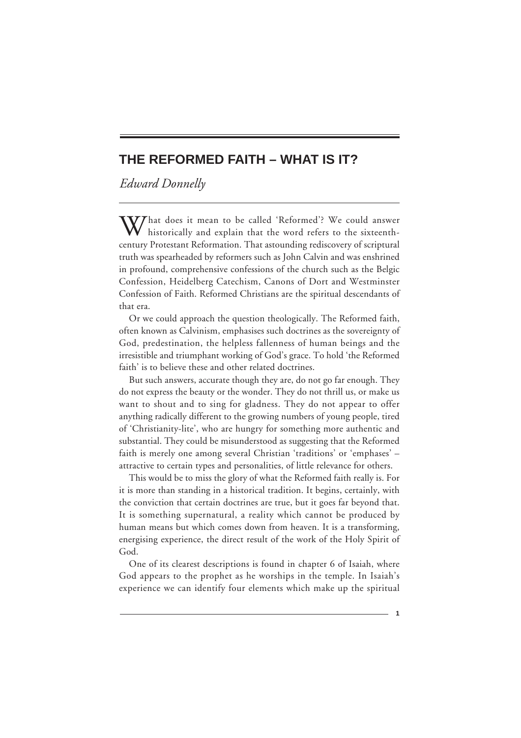# THE REFORMED FAITH – WHAT IS IT?

*Edward Donnelly*

What does it mean to be called 'Reformed'? We could answer historically and explain that the word refers to the sixteenth-century Protestant Reformation. That astounding rediscovery of scriptural truth was spearheaded by reformers such as John Calvin and was enshrined in profound, comprehensive confessions of the church such as the Belgic Confession, Heidelberg Catechism, Canons of Dort and Westminster Confession of Faith. Reformed Christians are the spiritual descendants of that era.

Or we could approach the question theologically. The Reformed faith, often known as Calvinism, emphasises such doctrines as the sovereignty of God, predestination, the helpless fallenness of human beings and the irresistible and triumphant working of God's grace. To hold 'the Reformed faith' is to believe these and other related doctrines.

But such answers, accurate though they are, do not go far enough. They do not express the beauty or the wonder. They do not thrill us, or make us want to shout and to sing for gladness. They do not appear to offer anything radically different to the growing numbers of young people, tired of 'Christianity-lite', who are hungry for something more authentic and substantial. They could be misunderstood as suggesting that the Reformed faith is merely one among several Christian 'traditions' or 'emphases' – attractive to certain types and personalities, of little relevance for others.

This would be to miss the glory of what the Reformed faith really is. For it is more than standing in a historical tradition. It begins, certainly, with the conviction that certain doctrines are true, but it goes far beyond that. It is something supernatural, a reality which cannot be produced by human means but which comes down from heaven. It is a transforming, energising experience, the direct result of the work of the Holy Spirit of God.

One of its clearest descriptions is found in chapter 6 of Isaiah, where God appears to the prophet as he worships in the temple. In Isaiah's experience we can identify four elements which make up the spiritual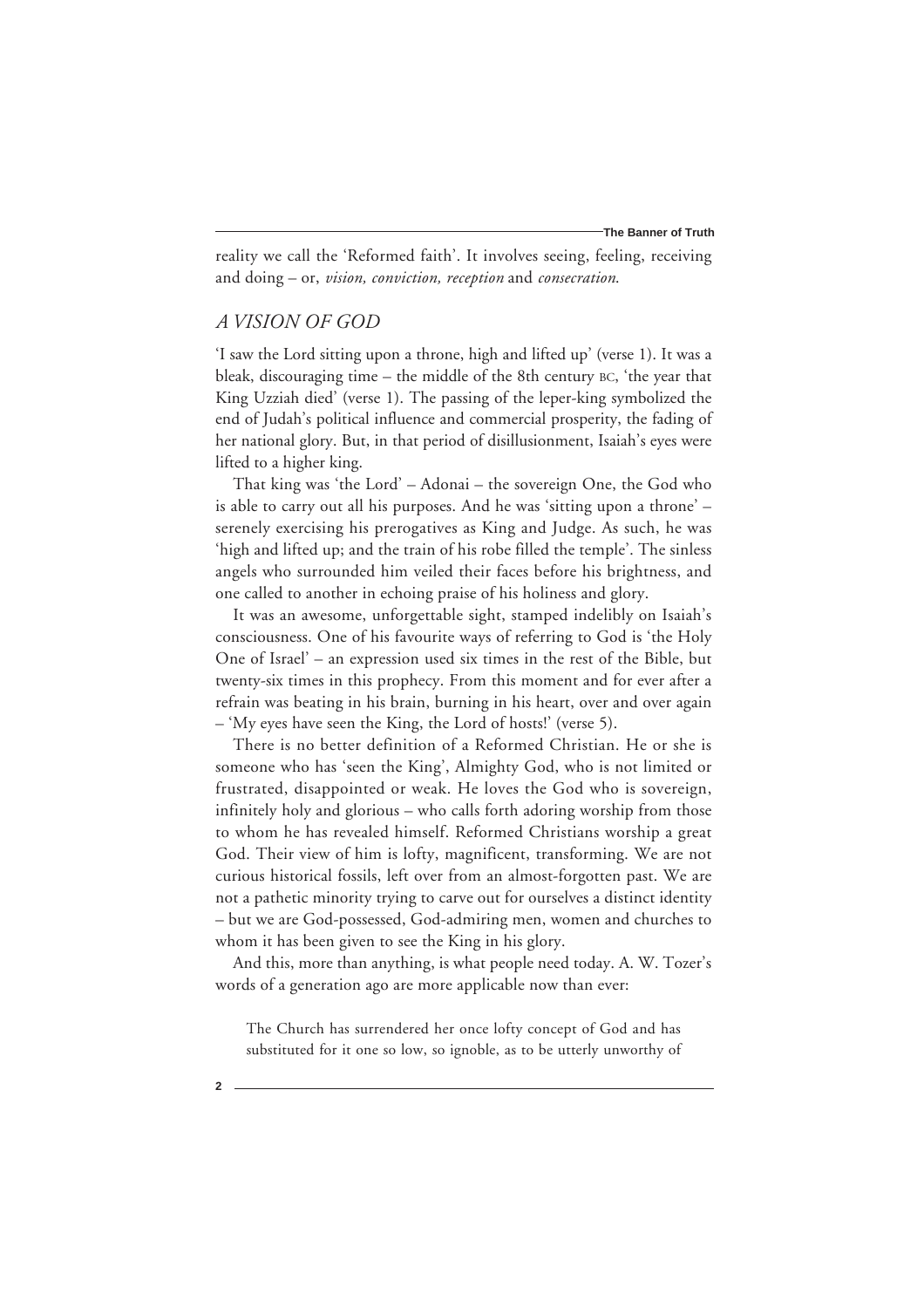reality we call the 'Reformed faith'. It involves seeing, feeling, receiving and doing – or, *vision, conviction, reception* and *consecration*.

## *A VISION OF GOD*

'I saw the Lord sitting upon a throne, high and lifted up' (verse 1). It was a bleak, discouraging time – the middle of the 8th century BC, 'the year that King Uzziah died' (verse 1). The passing of the leper-king symbolized the end of Judah's political influence and commercial prosperity, the fading of her national glory. But, in that period of disillusionment, Isaiah's eyes were lifted to a higher king.

That king was 'the Lord' – Adonai – the sovereign One, the God who is able to carry out all his purposes. And he was 'sitting upon a throne' – serenely exercising his prerogatives as King and Judge. As such, he was 'high and lifted up; and the train of his robe filled the temple'. The sinless angels who surrounded him veiled their faces before his brightness, and one called to another in echoing praise of his holiness and glory.

It was an awesome, unforgettable sight, stamped indelibly on Isaiah's consciousness. One of his favourite ways of referring to God is 'the Holy One of Israel' – an expression used six times in the rest of the Bible, but twenty-six times in this prophecy. From this moment and for ever after a refrain was beating in his brain, burning in his heart, over and over again – 'My eyes have seen the King, the Lord of hosts!' (verse 5).

There is no better definition of a Reformed Christian. He or she is someone who has 'seen the King', Almighty God, who is not limited or frustrated, disappointed or weak. He loves the God who is sovereign, infinitely holy and glorious – who calls forth adoring worship from those to whom he has revealed himself. Reformed Christians worship a great God. Their view of him is lofty, magnificent, transforming. We are not curious historical fossils, left over from an almost-forgotten past. We are not a pathetic minority trying to carve out for ourselves a distinct identity – but we are God-possessed, God-admiring men, women and churches to whom it has been given to see the King in his glory.

And this, more than anything, is what people need today. A. W. Tozer's words of a generation ago are more applicable now than ever:

> The Church has surrendered her once lofty concept of God and has substituted for it one so low, so ignoble, as to be utterly unworthy of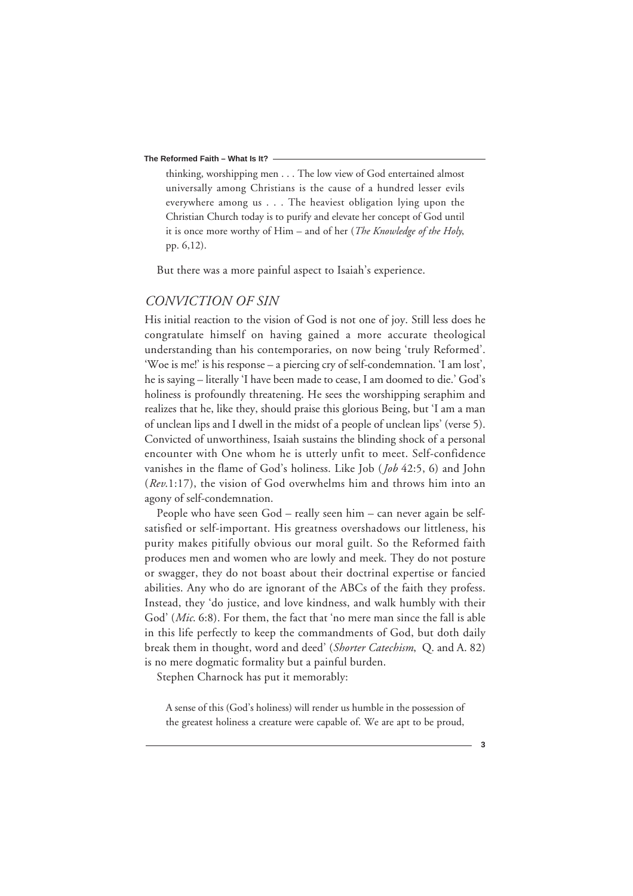> thinking, worshipping men . . . The low view of God entertained almost universally among Christians is the cause of a hundred lesser evils everywhere among us . . . The heaviest obligation lying upon the Christian Church today is to purify and elevate her concept of God until it is once more worthy of Him – and of her (*The Knowledge of the Holy*, pp. 6,12).

But there was a more painful aspect to Isaiah's experience.

## *CONVICTION OF SIN*

His initial reaction to the vision of God is not one of joy. Still less does he congratulate himself on having gained a more accurate theological understanding than his contemporaries, on now being 'truly Reformed'. 'Woe is me!' is his response – a piercing cry of self-condemnation. 'I am lost', he is saying – literally 'I have been made to cease, I am doomed to die.' God's holiness is profoundly threatening. He sees the worshipping seraphim and realizes that he, like they, should praise this glorious Being, but 'I am a man of unclean lips and I dwell in the midst of a people of unclean lips' (verse 5). Convicted of unworthiness, Isaiah sustains the blinding shock of a personal encounter with One whom he is utterly unfit to meet. Self-confidence vanishes in the flame of God's holiness. Like Job (*Job* 42:5, 6) and John (*Rev.*1:17), the vision of God overwhelms him and throws him into an agony of self-condemnation.

People who have seen God – really seen him – can never again be self-satisfied or self-important. His greatness overshadows our littleness, his purity makes pitifully obvious our moral guilt. So the Reformed faith produces men and women who are lowly and meek. They do not posture or swagger, they do not boast about their doctrinal expertise or fancied abilities. Any who do are ignorant of the ABCs of the faith they profess. Instead, they 'do justice, and love kindness, and walk humbly with their God' (*Mic*. 6:8). For them, the fact that 'no mere man since the fall is able in this life perfectly to keep the commandments of God, but doth daily break them in thought, word and deed' (*Shorter Catechism*, Q. and A. 82) is no mere dogmatic formality but a painful burden.

Stephen Charnock has put it memorably:

> A sense of this (God's holiness) will render us humble in the possession of the greatest holiness a creature were capable of. We are apt to be proud,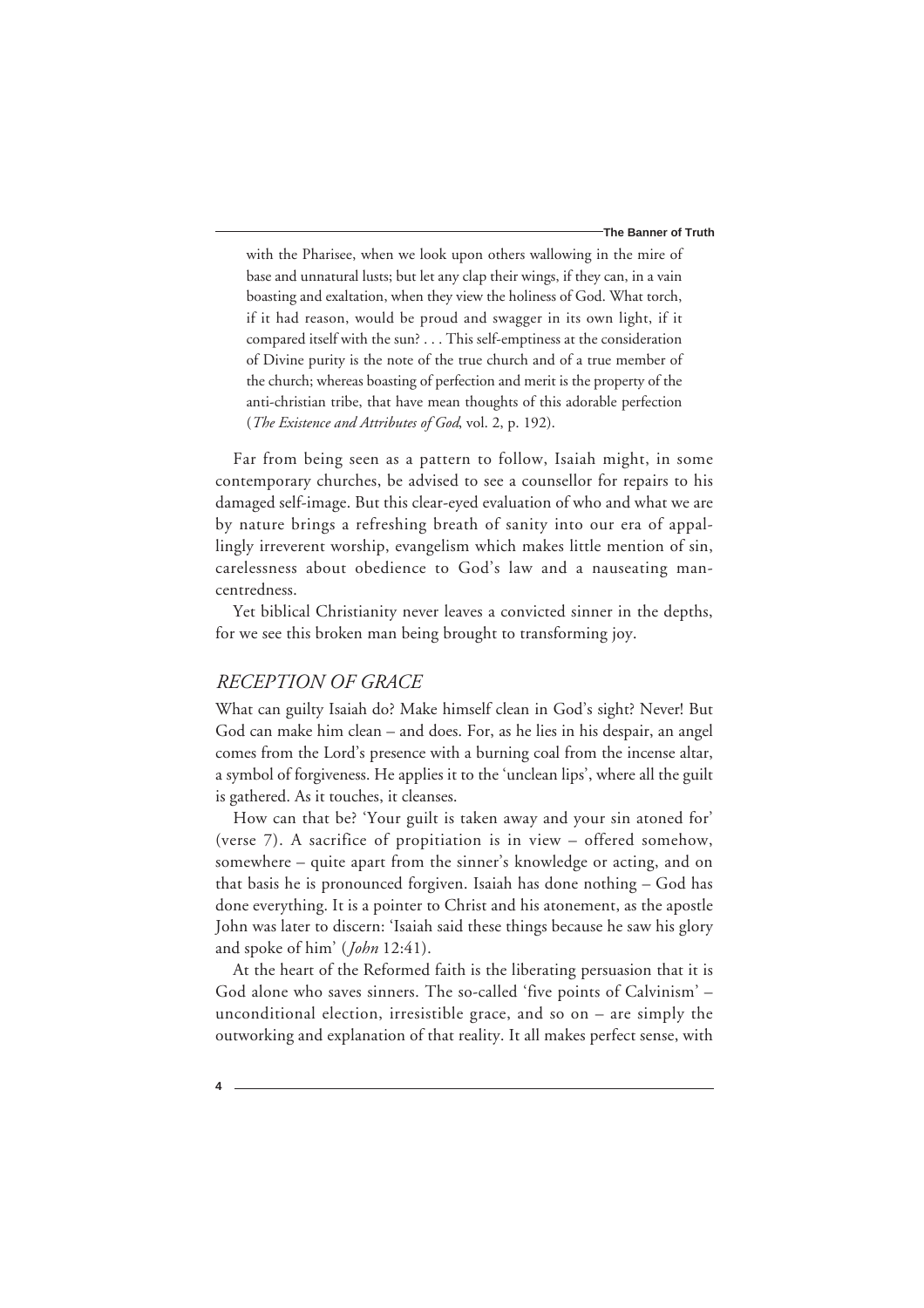> with the Pharisee, when we look upon others wallowing in the mire of base and unnatural lusts; but let any clap their wings, if they can, in a vain boasting and exaltation, when they view the holiness of God. What torch, if it had reason, would be proud and swagger in its own light, if it compared itself with the sun? . . . This self-emptiness at the consideration of Divine purity is the note of the true church and of a true member of the church; whereas boasting of perfection and merit is the property of the anti-christian tribe, that have mean thoughts of this adorable perfection (*The Existence and Attributes of God*, vol. 2, p. 192).

Far from being seen as a pattern to follow, Isaiah might, in some contemporary churches, be advised to see a counsellor for repairs to his damaged self-image. But this clear-eyed evaluation of who and what we are by nature brings a refreshing breath of sanity into our era of appallingly irreverent worship, evangelism which makes little mention of sin, carelessness about obedience to God's law and a nauseating man-centredness.

Yet biblical Christianity never leaves a convicted sinner in the depths, for we see this broken man being brought to transforming joy.

## *RECEPTION OF GRACE*

What can guilty Isaiah do? Make himself clean in God's sight? Never! But God can make him clean – and does. For, as he lies in his despair, an angel comes from the Lord's presence with a burning coal from the incense altar, a symbol of forgiveness. He applies it to the 'unclean lips', where all the guilt is gathered. As it touches, it cleanses.

How can that be? 'Your guilt is taken away and your sin atoned for' (verse 7). A sacrifice of propitiation is in view – offered somehow, somewhere – quite apart from the sinner's knowledge or acting, and on that basis he is pronounced forgiven. Isaiah has done nothing – God has done everything. It is a pointer to Christ and his atonement, as the apostle John was later to discern: 'Isaiah said these things because he saw his glory and spoke of him' (*John* 12:41).

At the heart of the Reformed faith is the liberating persuasion that it is God alone who saves sinners. The so-called 'five points of Calvinism' – unconditional election, irresistible grace, and so on – are simply the outworking and explanation of that reality. It all makes perfect sense, with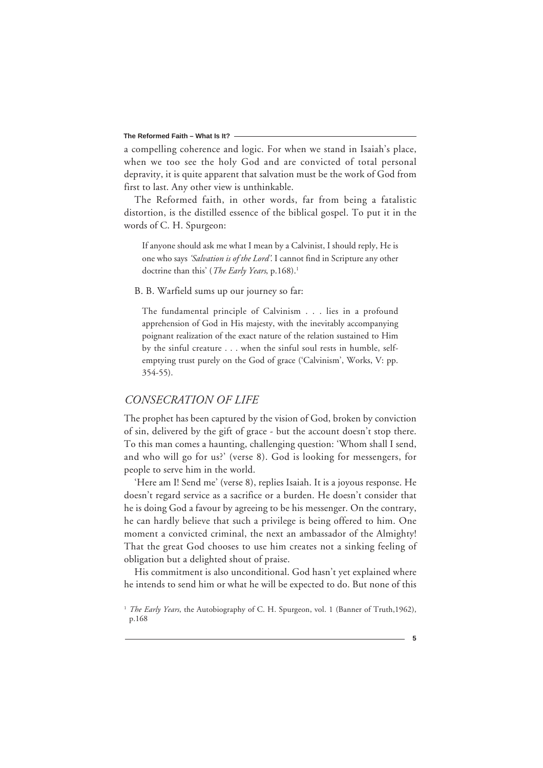a compelling coherence and logic. For when we stand in Isaiah's place, when we too see the holy God and are convicted of total personal depravity, it is quite apparent that salvation must be the work of God from first to last. Any other view is unthinkable.

The Reformed faith, in other words, far from being a fatalistic distortion, is the distilled essence of the biblical gospel. To put it in the words of C. H. Spurgeon:

> If anyone should ask me what I mean by a Calvinist, I should reply, He is one who says *'Salvation is of the Lord'.* I cannot find in Scripture any other doctrine than this' (*The Early Years*, p.168).[1]

B. B. Warfield sums up our journey so far:

> The fundamental principle of Calvinism . . . lies in a profound apprehension of God in His majesty, with the inevitably accompanying poignant realization of the exact nature of the relation sustained to Him by the sinful creature . . . when the sinful soul rests in humble, self-emptying trust purely on the God of grace ('Calvinism', Works, V: pp. 354-55).

## *CONSECRATION OF LIFE*

The prophet has been captured by the vision of God, broken by conviction of sin, delivered by the gift of grace - but the account doesn't stop there. To this man comes a haunting, challenging question: 'Whom shall I send, and who will go for us?' (verse 8). God is looking for messengers, for people to serve him in the world.

'Here am I! Send me' (verse 8), replies Isaiah. It is a joyous response. He doesn't regard service as a sacrifice or a burden. He doesn't consider that he is doing God a favour by agreeing to be his messenger. On the contrary, he can hardly believe that such a privilege is being offered to him. One moment a convicted criminal, the next an ambassador of the Almighty! That the great God chooses to use him creates not a sinking feeling of obligation but a delighted shout of praise.

His commitment is also unconditional. God hasn't yet explained where he intends to send him or what he will be expected to do. But none of this

[1] *The Early Years*, the Autobiography of C. H. Spurgeon, vol. 1 (Banner of Truth,1962), p.168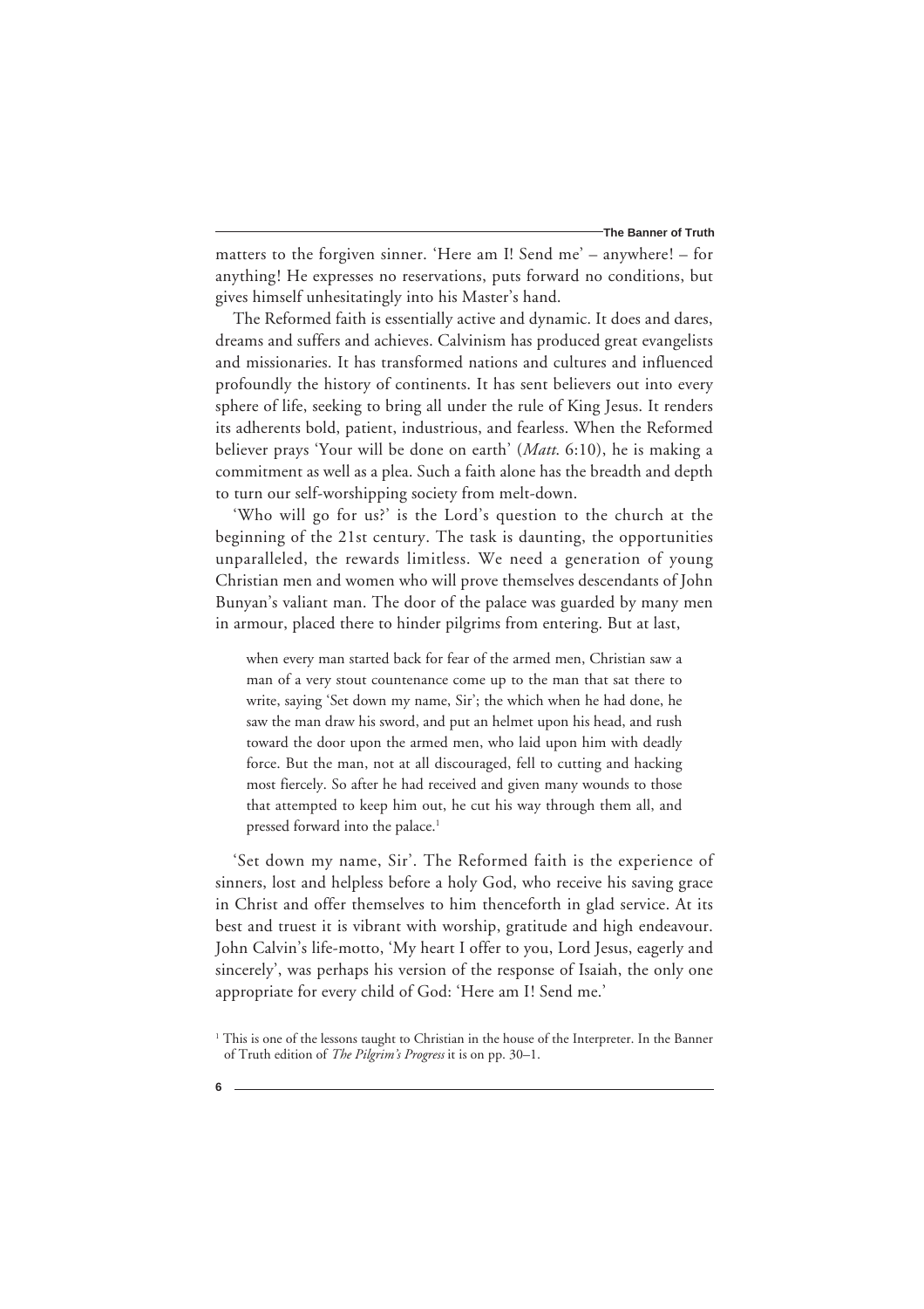matters to the forgiven sinner. 'Here am I! Send me' – anywhere! – for anything! He expresses no reservations, puts forward no conditions, but gives himself unhesitatingly into his Master's hand.

The Reformed faith is essentially active and dynamic. It does and dares, dreams and suffers and achieves. Calvinism has produced great evangelists and missionaries. It has transformed nations and cultures and influenced profoundly the history of continents. It has sent believers out into every sphere of life, seeking to bring all under the rule of King Jesus. It renders its adherents bold, patient, industrious, and fearless. When the Reformed believer prays 'Your will be done on earth' (*Matt*. 6:10), he is making a commitment as well as a plea. Such a faith alone has the breadth and depth to turn our self-worshipping society from melt-down.

'Who will go for us?' is the Lord's question to the church at the beginning of the 21st century. The task is daunting, the opportunities unparalleled, the rewards limitless. We need a generation of young Christian men and women who will prove themselves descendants of John Bunyan's valiant man. The door of the palace was guarded by many men in armour, placed there to hinder pilgrims from entering. But at last,

> when every man started back for fear of the armed men, Christian saw a man of a very stout countenance come up to the man that sat there to write, saying 'Set down my name, Sir'; the which when he had done, he saw the man draw his sword, and put an helmet upon his head, and rush toward the door upon the armed men, who laid upon him with deadly force. But the man, not at all discouraged, fell to cutting and hacking most fiercely. So after he had received and given many wounds to those that attempted to keep him out, he cut his way through them all, and pressed forward into the palace.[1]

'Set down my name, Sir'. The Reformed faith is the experience of sinners, lost and helpless before a holy God, who receive his saving grace in Christ and offer themselves to him thenceforth in glad service. At its best and truest it is vibrant with worship, gratitude and high endeavour. John Calvin's life-motto, 'My heart I offer to you, Lord Jesus, eagerly and sincerely', was perhaps his version of the response of Isaiah, the only one appropriate for every child of God: 'Here am I! Send me.'

[1] This is one of the lessons taught to Christian in the house of the Interpreter. In the Banner of Truth edition of *The Pilgrim's Progress* it is on pp. 30–1.